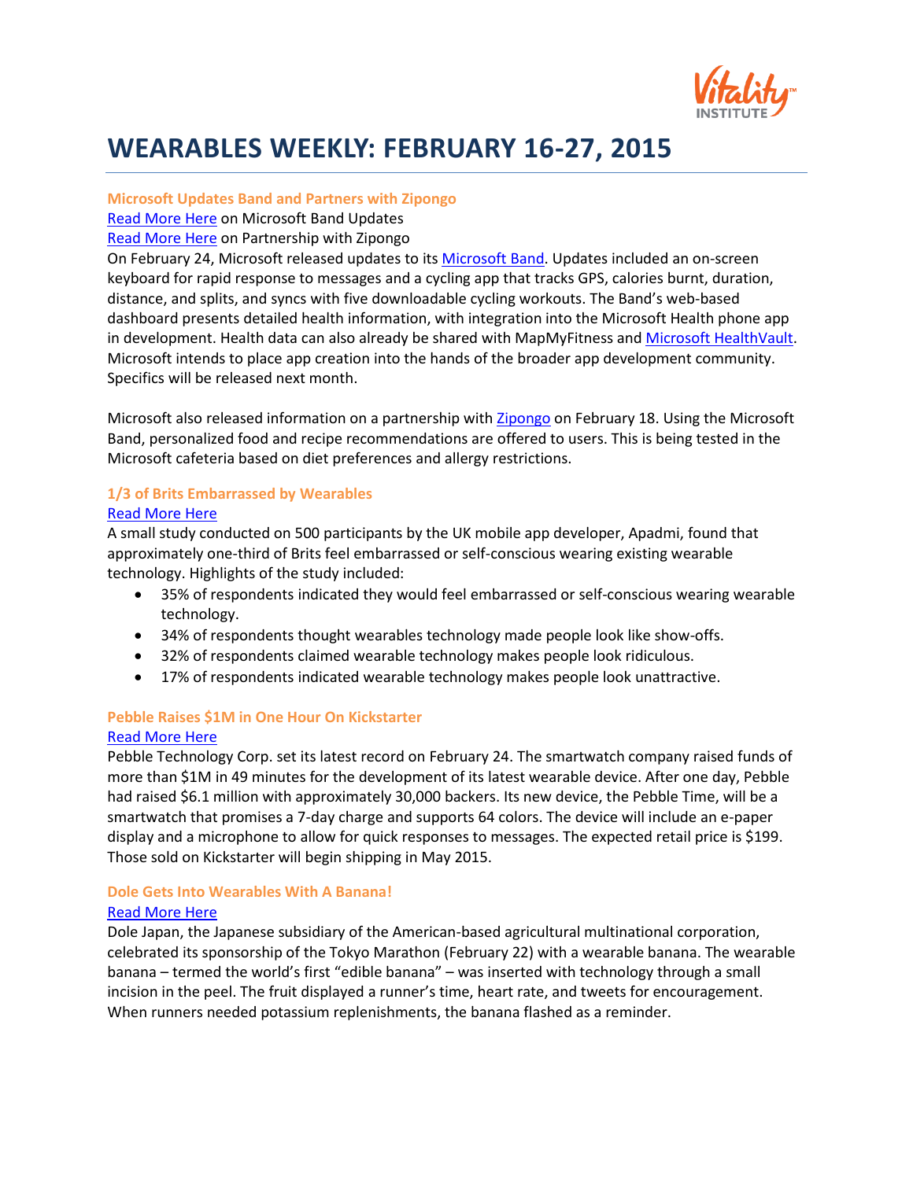# WEARABLES WEEKLY: FEBRUARY 16-27, 2015

### Microsoft Updates Band and Partners with Zipongo

Read More Here on Microsoft Band Updates

Read More Here on Partnership with Zipongo

On February 24, Microsoft released updates to its Microsoft Band. Updates included an on-screen keyboard for rapid response to messages and a cycling app that tracks GPS, calories burnt, duration, distance, and splits, and syncs with five downloadable cycling workouts. The Band's web-based dashboard presents detailed health information, with integration into the Microsoft Health phone app in development. Health data can also already be shared with MapMyFitness and Microsoft HealthVault. Microsoft intends to place app creation into the hands of the broader app development community. Specifics will be released next month.

Microsoft also released information on a partnership with Zipongo on February 18. Using the Microsoft Band, personalized food and recipe recommendations are offered to users. This is being tested in the Microsoft cafeteria based on diet preferences and allergy restrictions.

### 1/3 of Brits Embarrassed by Wearables

Read More Here

A small study conducted on 500 participants by the UK mobile app developer, Apadmi, found that approximately one-third of Brits feel embarrassed or self-conscious wearing existing wearable technology. Highlights of the study included:

- 35% of respondents indicated they would feel embarrassed or self-conscious wearing wearable technology.
- 34% of respondents thought wearables technology made people look like show-offs.
- 32% of respondents claimed wearable technology makes people look ridiculous.
- 17% of respondents indicated wearable technology makes people look unattractive.

### Pebble Raises $1M in One Hour On Kickstarter

Read More Here

Pebble Technology Corp. set its latest record on February 24. The smartwatch company raised funds of more than $1M in 49 minutes for the development of its latest wearable device. After one day, Pebble had raised $6.1 million with approximately 30,000 backers. Its new device, the Pebble Time, will be a smartwatch that promises a 7-day charge and supports 64 colors. The device will include an e-paper display and a microphone to allow for quick responses to messages. The expected retail price is $199. Those sold on Kickstarter will begin shipping in May 2015.

### Dole Gets Into Wearables With A Banana!

Read More Here

Dole Japan, the Japanese subsidiary of the American-based agricultural multinational corporation, celebrated its sponsorship of the Tokyo Marathon (February 22) with a wearable banana. The wearable banana – termed the world's first "edible banana" – was inserted with technology through a small incision in the peel. The fruit displayed a runner's time, heart rate, and tweets for encouragement. When runners needed potassium replenishments, the banana flashed as a reminder.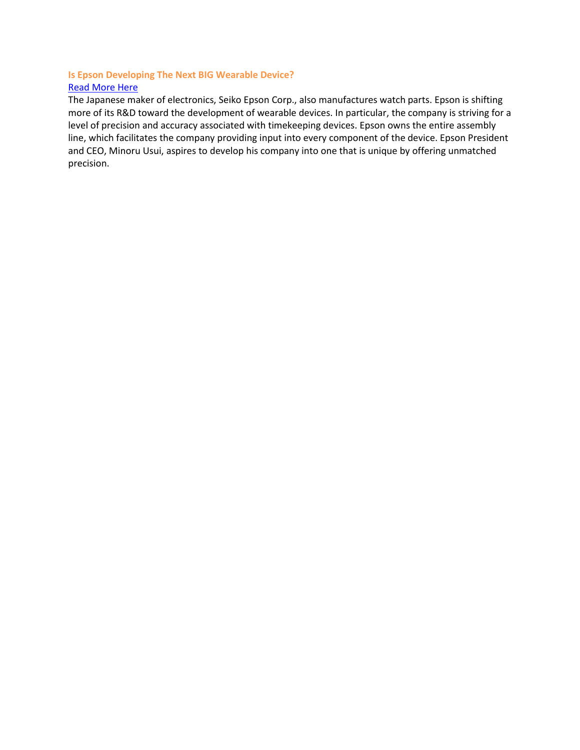### Is Epson Developing The Next BIG Wearable Device?

Read More Here

The Japanese maker of electronics, Seiko Epson Corp., also manufactures watch parts. Epson is shifting more of its R&D toward the development of wearable devices. In particular, the company is striving for a level of precision and accuracy associated with timekeeping devices. Epson owns the entire assembly line, which facilitates the company providing input into every component of the device. Epson President and CEO, Minoru Usui, aspires to develop his company into one that is unique by offering unmatched precision.